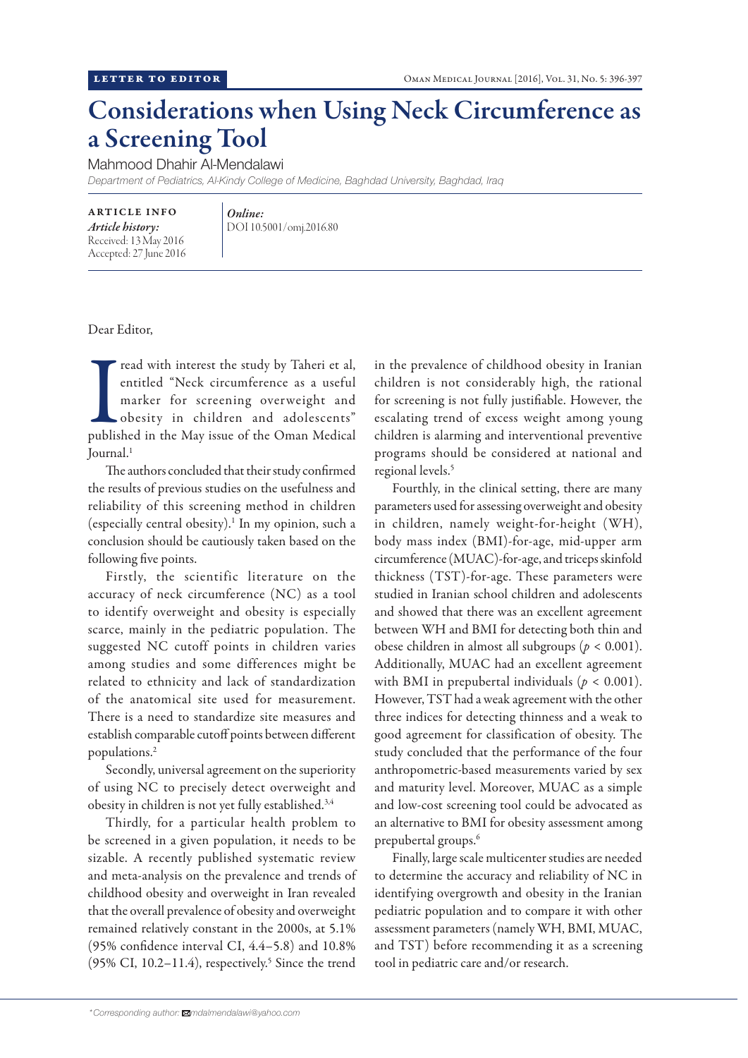LETTER TO EDITOR

# Considerations when Using Neck Circumference as a Screening Tool

Mahmood Dhahir Al-Mendalawi

*Department of Pediatrics, Al-Kindy College of Medicine, Baghdad University, Baghdad, Iraq*

ARTICLE INFO

*Article history:*
Received: 13 May 2016
Accepted: 27 June 2016

*Online:*
DOI 10.5001/omj.2016.80

Dear Editor,

I read with interest the study by Taheri et al, entitled "Neck circumference as a useful marker for screening overweight and obesity in children and adolescents" published in the May issue of the Oman Medical Journal.[1]

The authors concluded that their study confirmed the results of previous studies on the usefulness and reliability of this screening method in children (especially central obesity).[1] In my opinion, such a conclusion should be cautiously taken based on the following five points.

Firstly, the scientific literature on the accuracy of neck circumference (NC) as a tool to identify overweight and obesity is especially scarce, mainly in the pediatric population. The suggested NC cutoff points in children varies among studies and some differences might be related to ethnicity and lack of standardization of the anatomical site used for measurement. There is a need to standardize site measures and establish comparable cutoff points between different populations.[2]

Secondly, universal agreement on the superiority of using NC to precisely detect overweight and obesity in children is not yet fully established.[3,4]

Thirdly, for a particular health problem to be screened in a given population, it needs to be sizable. A recently published systematic review and meta-analysis on the prevalence and trends of childhood obesity and overweight in Iran revealed that the overall prevalence of obesity and overweight remained relatively constant in the 2000s, at 5.1% (95% confidence interval CI, 4.4–5.8) and 10.8% (95% CI, 10.2–11.4), respectively.[5] Since the trend in the prevalence of childhood obesity in Iranian children is not considerably high, the rational for screening is not fully justifiable. However, the escalating trend of excess weight among young children is alarming and interventional preventive programs should be considered at national and regional levels.[5]

Fourthly, in the clinical setting, there are many parameters used for assessing overweight and obesity in children, namely weight-for-height (WH), body mass index (BMI)-for-age, mid-upper arm circumference (MUAC)-for-age, and triceps skinfold thickness (TST)-for-age. These parameters were studied in Iranian school children and adolescents and showed that there was an excellent agreement between WH and BMI for detecting both thin and obese children in almost all subgroups ($p < 0.001$). Additionally, MUAC had an excellent agreement with BMI in prepubertal individuals ($p < 0.001$). However, TST had a weak agreement with the other three indices for detecting thinness and a weak to good agreement for classification of obesity. The study concluded that the performance of the four anthropometric-based measurements varied by sex and maturity level. Moreover, MUAC as a simple and low-cost screening tool could be advocated as an alternative to BMI for obesity assessment among prepubertal groups.[6]

Finally, large scale multicenter studies are needed to determine the accuracy and reliability of NC in identifying overgrowth and obesity in the Iranian pediatric population and to compare it with other assessment parameters (namely WH, BMI, MUAC, and TST) before recommending it as a screening tool in pediatric care and/or research.

*Corresponding author: mdalmendalawi@yahoo.com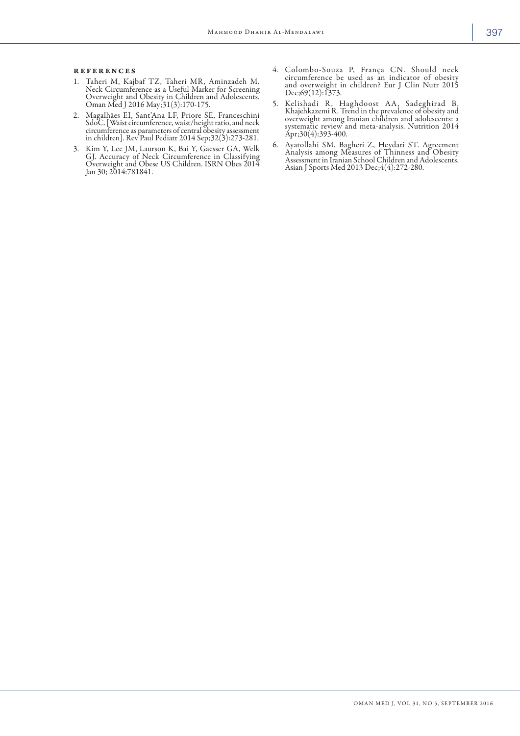## references

1. Taheri M, Kajbaf TZ, Taheri MR, Aminzadeh M. Neck Circumference as a Useful Marker for Screening Overweight and Obesity in Children and Adolescents. Oman Med J 2016 May;31(3):170-175.
2. Magalhães EI, Sant'Ana LF, Priore SE, Franceschini SdoC. [Waist circumference, waist/height ratio, and neck circumference as parameters of central obesity assessment in children]. Rev Paul Pediatr 2014 Sep;32(3):273-281.
3. Kim Y, Lee JM, Laurson K, Bai Y, Gaesser GA, Welk GJ. Accuracy of Neck Circumference in Classifying Overweight and Obese US Children. ISRN Obes 2014 Jan 30; 2014:781841.
4. Colombo-Souza P, França CN. Should neck circumference be used as an indicator of obesity and overweight in children? Eur J Clin Nutr 2015 Dec;69(12):1373.
5. Kelishadi R, Haghdoost AA, Sadeghirad B, Khajehkazemi R. Trend in the prevalence of obesity and overweight among Iranian children and adolescents: a systematic review and meta-analysis. Nutrition 2014 Apr;30(4):393-400.
6. Ayatollahi SM, Bagheri Z, Heydari ST. Agreement Analysis among Measures of Thinness and Obesity Assessment in Iranian School Children and Adolescents. Asian J Sports Med 2013 Dec;4(4):272-280.